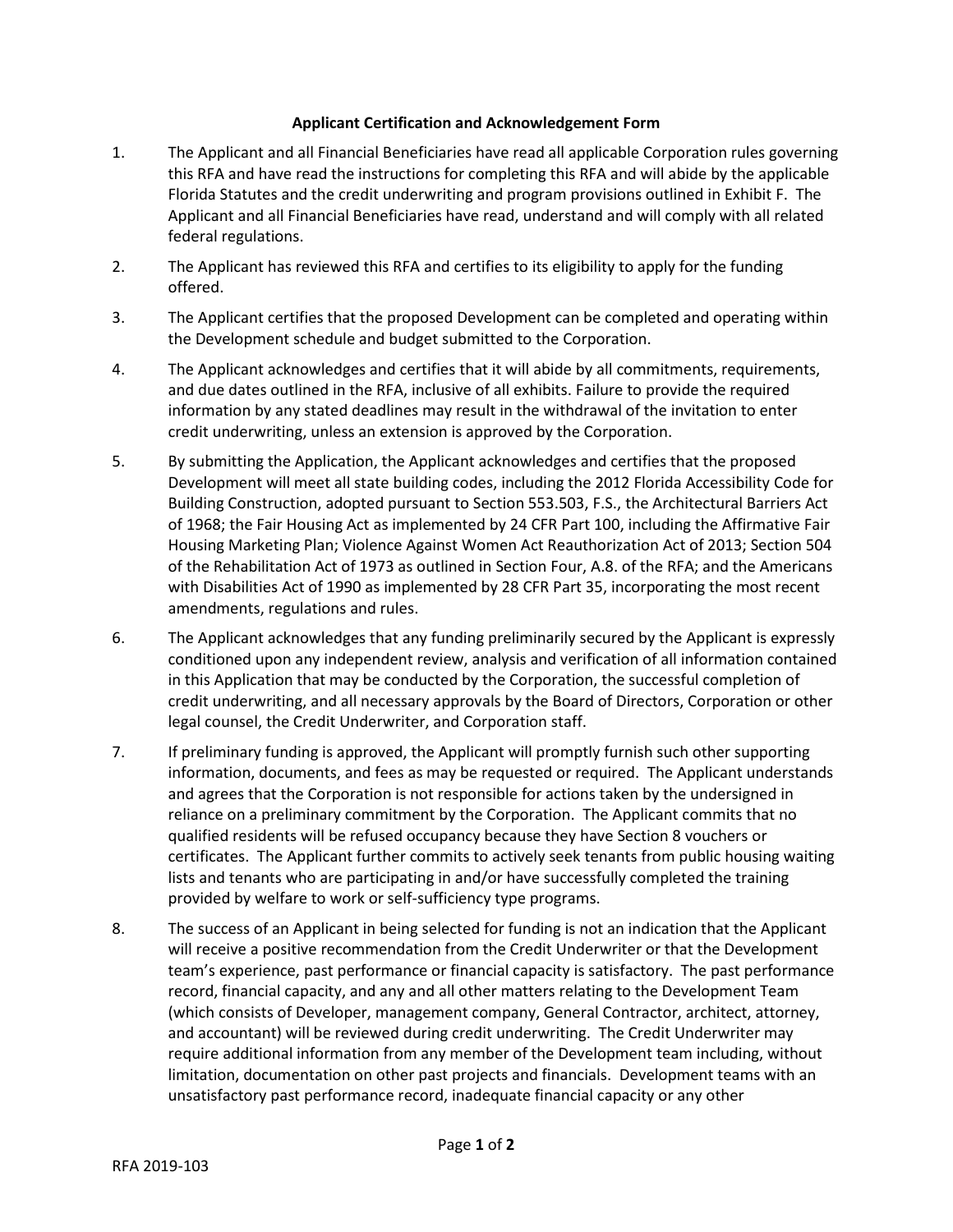## Applicant Certification and Acknowledgement Form

1. The Applicant and all Financial Beneficiaries have read all applicable Corporation rules governing this RFA and have read the instructions for completing this RFA and will abide by the applicable Florida Statutes and the credit underwriting and program provisions outlined in Exhibit F. The Applicant and all Financial Beneficiaries have read, understand and will comply with all related federal regulations.

2. The Applicant has reviewed this RFA and certifies to its eligibility to apply for the funding offered.

3. The Applicant certifies that the proposed Development can be completed and operating within the Development schedule and budget submitted to the Corporation.

4. The Applicant acknowledges and certifies that it will abide by all commitments, requirements, and due dates outlined in the RFA, inclusive of all exhibits. Failure to provide the required information by any stated deadlines may result in the withdrawal of the invitation to enter credit underwriting, unless an extension is approved by the Corporation.

5. By submitting the Application, the Applicant acknowledges and certifies that the proposed Development will meet all state building codes, including the 2012 Florida Accessibility Code for Building Construction, adopted pursuant to Section 553.503, F.S., the Architectural Barriers Act of 1968; the Fair Housing Act as implemented by 24 CFR Part 100, including the Affirmative Fair Housing Marketing Plan; Violence Against Women Act Reauthorization Act of 2013; Section 504 of the Rehabilitation Act of 1973 as outlined in Section Four, A.8. of the RFA; and the Americans with Disabilities Act of 1990 as implemented by 28 CFR Part 35, incorporating the most recent amendments, regulations and rules.

6. The Applicant acknowledges that any funding preliminarily secured by the Applicant is expressly conditioned upon any independent review, analysis and verification of all information contained in this Application that may be conducted by the Corporation, the successful completion of credit underwriting, and all necessary approvals by the Board of Directors, Corporation or other legal counsel, the Credit Underwriter, and Corporation staff.

7. If preliminary funding is approved, the Applicant will promptly furnish such other supporting information, documents, and fees as may be requested or required. The Applicant understands and agrees that the Corporation is not responsible for actions taken by the undersigned in reliance on a preliminary commitment by the Corporation. The Applicant commits that no qualified residents will be refused occupancy because they have Section 8 vouchers or certificates. The Applicant further commits to actively seek tenants from public housing waiting lists and tenants who are participating in and/or have successfully completed the training provided by welfare to work or self-sufficiency type programs.

8. The success of an Applicant in being selected for funding is not an indication that the Applicant will receive a positive recommendation from the Credit Underwriter or that the Development team's experience, past performance or financial capacity is satisfactory. The past performance record, financial capacity, and any and all other matters relating to the Development Team (which consists of Developer, management company, General Contractor, architect, attorney, and accountant) will be reviewed during credit underwriting. The Credit Underwriter may require additional information from any member of the Development team including, without limitation, documentation on other past projects and financials. Development teams with an unsatisfactory past performance record, inadequate financial capacity or any other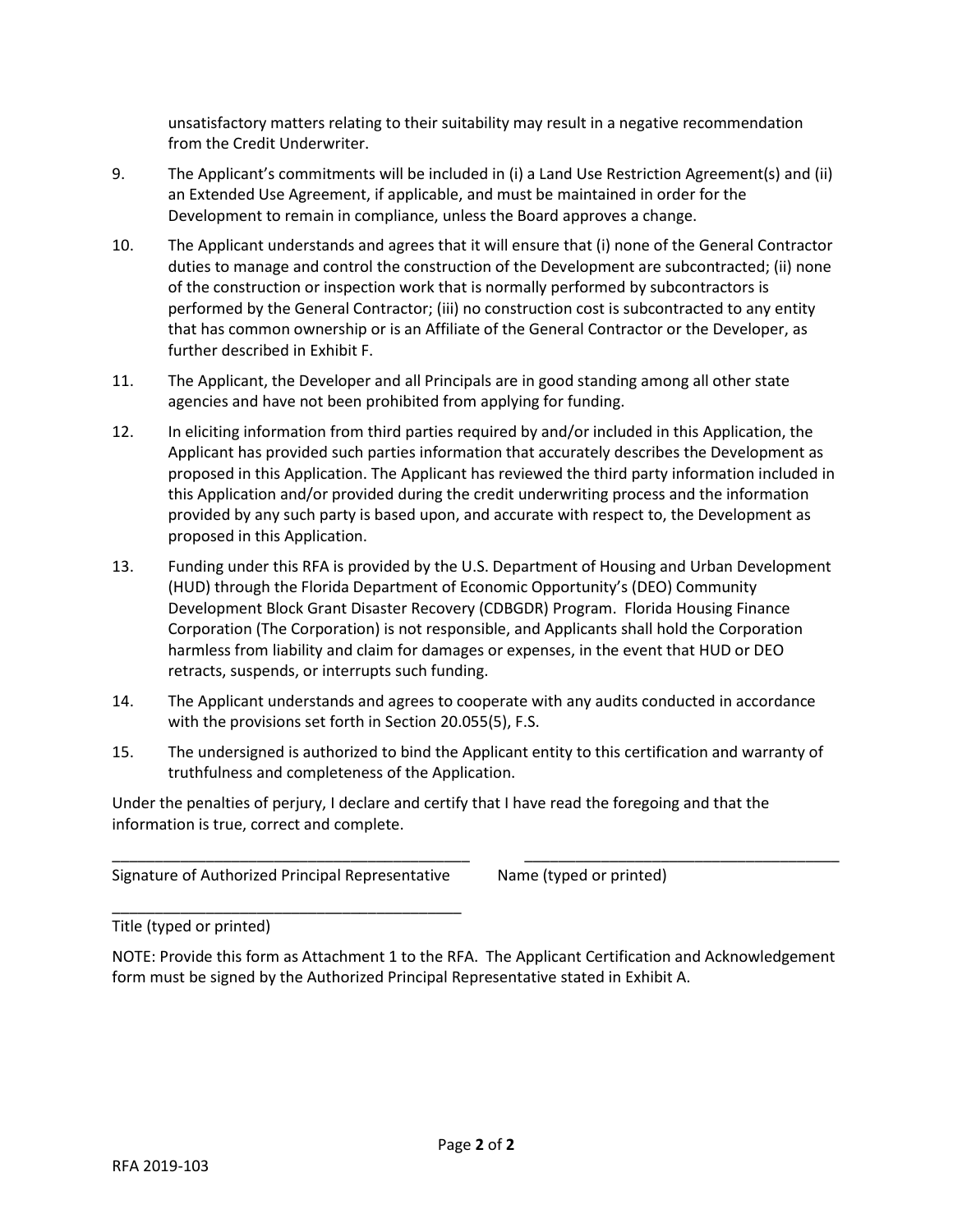unsatisfactory matters relating to their suitability may result in a negative recommendation from the Credit Underwriter.

9. The Applicant's commitments will be included in (i) a Land Use Restriction Agreement(s) and (ii) an Extended Use Agreement, if applicable, and must be maintained in order for the Development to remain in compliance, unless the Board approves a change.

10. The Applicant understands and agrees that it will ensure that (i) none of the General Contractor duties to manage and control the construction of the Development are subcontracted; (ii) none of the construction or inspection work that is normally performed by subcontractors is performed by the General Contractor; (iii) no construction cost is subcontracted to any entity that has common ownership or is an Affiliate of the General Contractor or the Developer, as further described in Exhibit F.

11. The Applicant, the Developer and all Principals are in good standing among all other state agencies and have not been prohibited from applying for funding.

12. In eliciting information from third parties required by and/or included in this Application, the Applicant has provided such parties information that accurately describes the Development as proposed in this Application. The Applicant has reviewed the third party information included in this Application and/or provided during the credit underwriting process and the information provided by any such party is based upon, and accurate with respect to, the Development as proposed in this Application.

13. Funding under this RFA is provided by the U.S. Department of Housing and Urban Development (HUD) through the Florida Department of Economic Opportunity's (DEO) Community Development Block Grant Disaster Recovery (CDBGDR) Program. Florida Housing Finance Corporation (The Corporation) is not responsible, and Applicants shall hold the Corporation harmless from liability and claim for damages or expenses, in the event that HUD or DEO retracts, suspends, or interrupts such funding.

14. The Applicant understands and agrees to cooperate with any audits conducted in accordance with the provisions set forth in Section 20.055(5), F.S.

15. The undersigned is authorized to bind the Applicant entity to this certification and warranty of truthfulness and completeness of the Application.

Under the penalties of perjury, I declare and certify that I have read the foregoing and that the information is true, correct and complete.

\_\_\_\_\_\_\_\_\_\_\_\_\_\_\_\_\_\_\_\_\_\_\_\_\_\_\_\_\_\_\_\_\_\_\_\_\_\_\_\_\_\_ \_\_\_\_\_\_\_\_\_\_\_\_\_\_\_\_\_\_\_\_\_\_\_\_\_\_\_\_\_\_\_\_\_\_\_\_\_\_\_\_
Signature of Authorized Principal Representative Name (typed or printed)

\_\_\_\_\_\_\_\_\_\_\_\_\_\_\_\_\_\_\_\_\_\_\_\_\_\_\_\_\_\_\_\_\_\_\_\_\_\_\_\_\_\_
Title (typed or printed)

NOTE: Provide this form as Attachment 1 to the RFA. The Applicant Certification and Acknowledgement form must be signed by the Authorized Principal Representative stated in Exhibit A.

RFA 2019-103